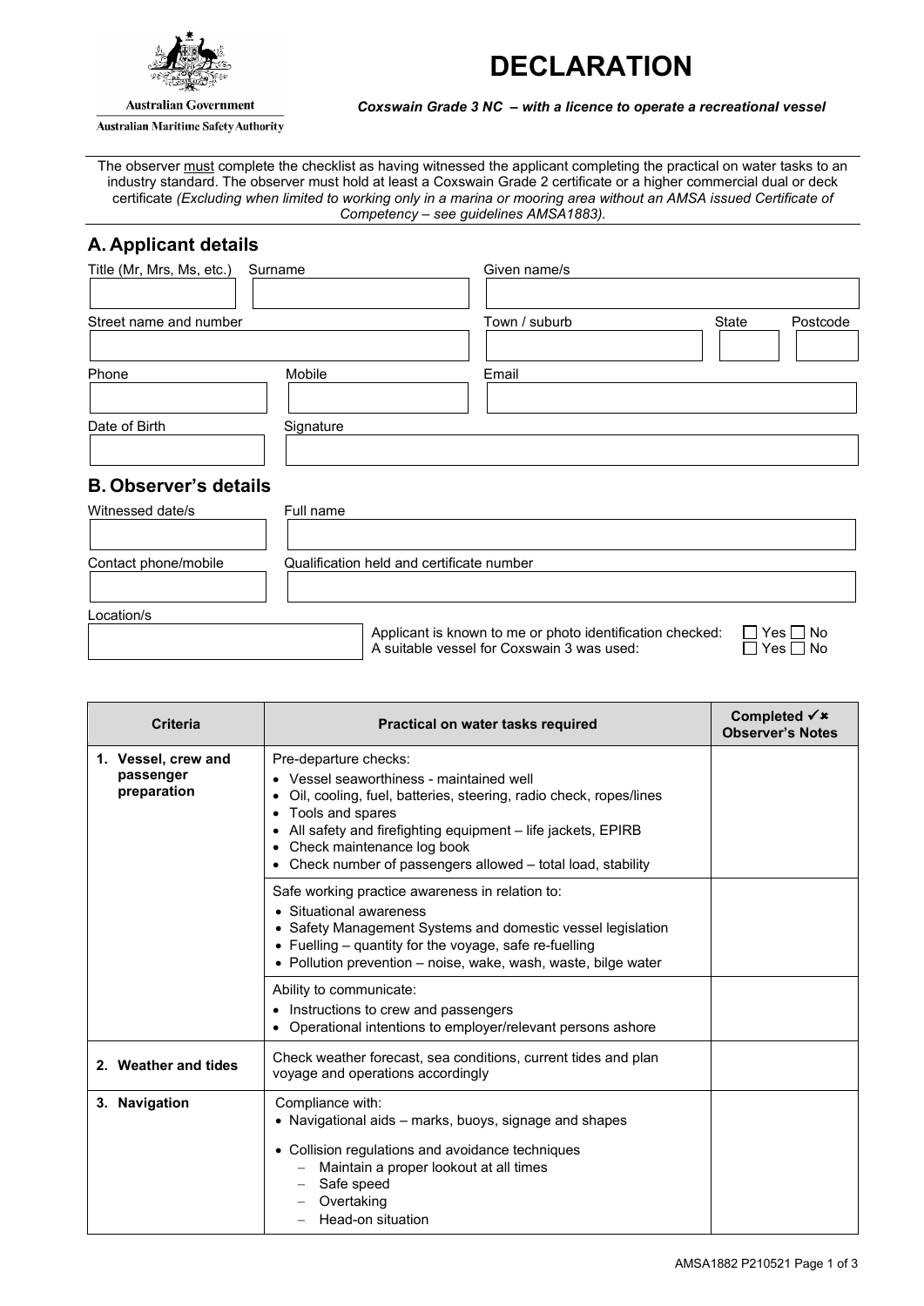Australian Government

Australian Maritime Safety Authority

# DECLARATION

***Coxswain Grade 3 NC – with a licence to operate a recreational vessel***

The observer must complete the checklist as having witnessed the applicant completing the practical on water tasks to an industry standard. The observer must hold at least a Coxswain Grade 2 certificate or a higher commercial dual or deck certificate *(Excluding when limited to working only in a marina or mooring area without an AMSA issued Certificate of Competency – see guidelines AMSA1883).*

## A. Applicant details

| Title (Mr, Mrs, Ms, etc.) | Surname | Given name/s | | |
|---|---|---|---|---|
| | | | | |
| **Street name and number** | | **Town / suburb** | **State** | **Postcode** |
| | | | | |
| **Phone** | **Mobile** | **Email** | | |
| | | | | |
| **Date of Birth** | **Signature** | | | |
| | | | | |

## B. Observer's details

| Witnessed date/s | Full name |
|---|---|
| | |
| **Contact phone/mobile** | **Qualification held and certificate number** |
| | |
| **Location/s** | |
| | Applicant is known to me or photo identification checked: ☐ Yes ☐ No<br>A suitable vessel for Coxswain 3 was used: ☐ Yes ☐ No |

| Criteria | Practical on water tasks required | Completed ✓✗ Observer's Notes |
|---|---|---|
| **1. Vessel, crew and passenger preparation** | Pre-departure checks:<br>• Vessel seaworthiness - maintained well<br>• Oil, cooling, fuel, batteries, steering, radio check, ropes/lines<br>• Tools and spares<br>• All safety and firefighting equipment – life jackets, EPIRB<br>• Check maintenance log book<br>• Check number of passengers allowed – total load, stability | |
| | Safe working practice awareness in relation to:<br>• Situational awareness<br>• Safety Management Systems and domestic vessel legislation<br>• Fuelling – quantity for the voyage, safe re-fuelling<br>• Pollution prevention – noise, wake, wash, waste, bilge water | |
| | Ability to communicate:<br>• Instructions to crew and passengers<br>• Operational intentions to employer/relevant persons ashore | |
| **2. Weather and tides** | Check weather forecast, sea conditions, current tides and plan voyage and operations accordingly | |
| **3. Navigation** | Compliance with:<br>• Navigational aids – marks, buoys, signage and shapes<br>• Collision regulations and avoidance techniques<br>– Maintain a proper lookout at all times<br>– Safe speed<br>– Overtaking<br>– Head-on situation | |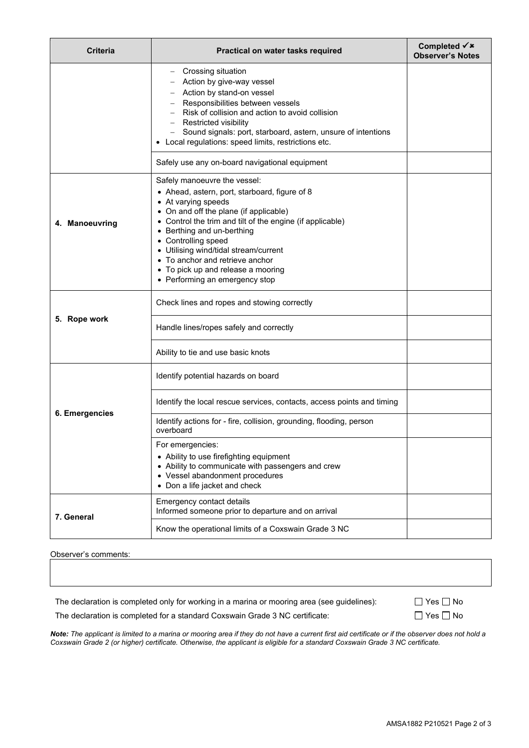| Criteria | Practical on water tasks required | Completed ✓✗ Observer's Notes |
|---|---|---|
| | – Crossing situation<br>– Action by give-way vessel<br>– Action by stand-on vessel<br>– Responsibilities between vessels<br>– Risk of collision and action to avoid collision<br>– Restricted visibility<br>– Sound signals: port, starboard, astern, unsure of intentions<br>• Local regulations: speed limits, restrictions etc. | |
| | Safely use any on-board navigational equipment | |
| **4. Manoeuvring** | Safely manoeuvre the vessel:<br>• Ahead, astern, port, starboard, figure of 8<br>• At varying speeds<br>• On and off the plane (if applicable)<br>• Control the trim and tilt of the engine (if applicable)<br>• Berthing and un-berthing<br>• Controlling speed<br>• Utilising wind/tidal stream/current<br>• To anchor and retrieve anchor<br>• To pick up and release a mooring<br>• Performing an emergency stop | |
| **5. Rope work** | Check lines and ropes and stowing correctly | |
| | Handle lines/ropes safely and correctly | |
| | Ability to tie and use basic knots | |
| **6. Emergencies** | Identify potential hazards on board | |
| | Identify the local rescue services, contacts, access points and timing | |
| | Identify actions for - fire, collision, grounding, flooding, person overboard | |
| | For emergencies:<br>• Ability to use firefighting equipment<br>• Ability to communicate with passengers and crew<br>• Vessel abandonment procedures<br>• Don a life jacket and check | |
| **7. General** | Emergency contact details<br>Informed someone prior to departure and on arrival | |
| | Know the operational limits of a Coxswain Grade 3 NC | |

Observer's comments:

| |
|---|
| |

The declaration is completed only for working in a marina or mooring area (see guidelines): ☐ Yes ☐ No

The declaration is completed for a standard Coxswain Grade 3 NC certificate: ☐ Yes ☐ No

***Note:*** *The applicant is limited to a marina or mooring area if they do not have a current first aid certificate or if the observer does not hold a Coxswain Grade 2 (or higher) certificate. Otherwise, the applicant is eligible for a standard Coxswain Grade 3 NC certificate.*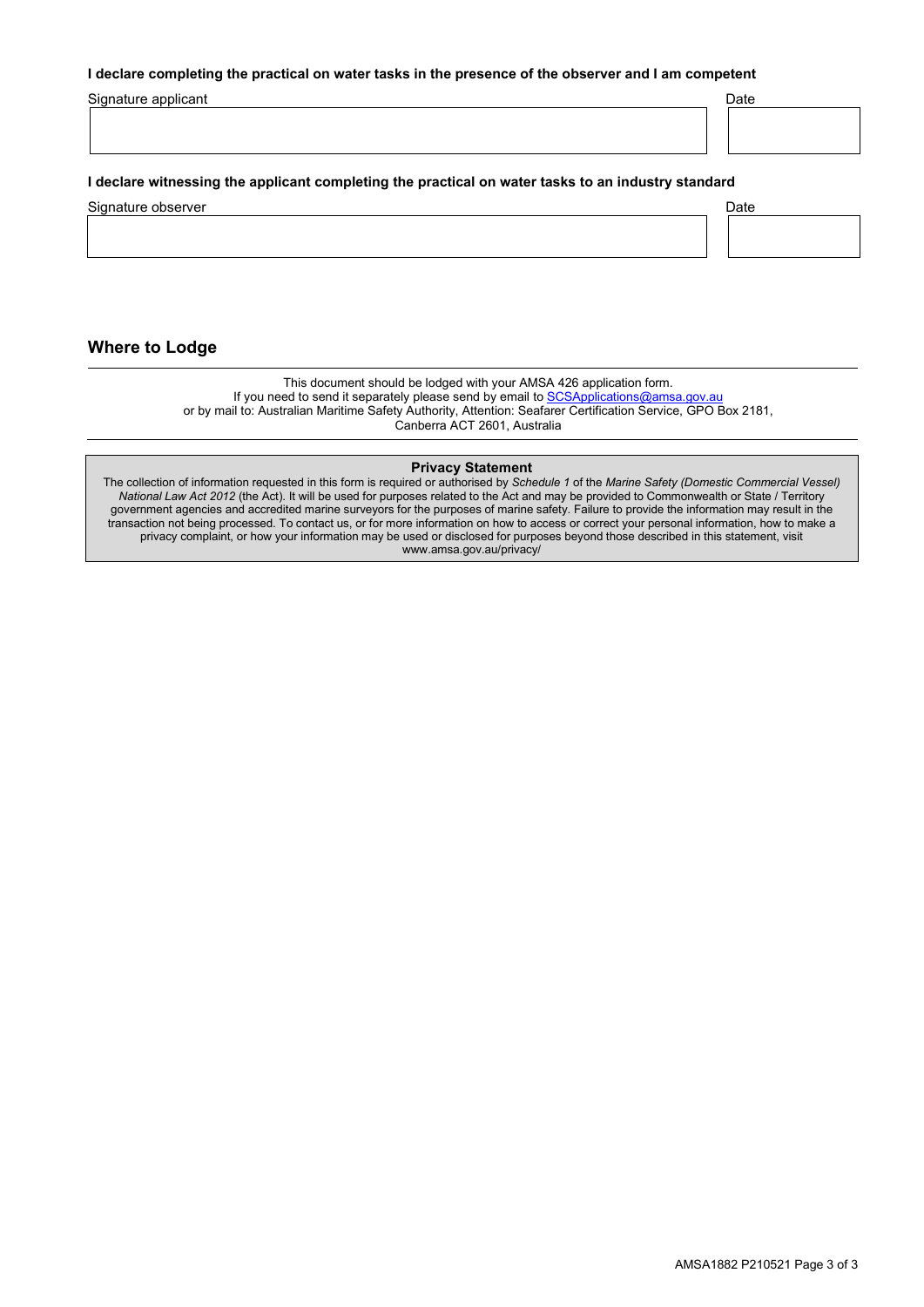**I declare completing the practical on water tasks in the presence of the observer and I am competent**

| Signature applicant | Date |
| --- | --- |
| | |

**I declare witnessing the applicant completing the practical on water tasks to an industry standard**

| Signature observer | Date |
| --- | --- |
| | |

## Where to Lodge

This document should be lodged with your AMSA 426 application form.
If you need to send it separately please send by email to SCSApplications@amsa.gov.au
or by mail to: Australian Maritime Safety Authority, Attention: Seafarer Certification Service, GPO Box 2181, Canberra ACT 2601, Australia

**Privacy Statement**

The collection of information requested in this form is required or authorised by *Schedule 1* of the *Marine Safety (Domestic Commercial Vessel) National Law Act 2012* (the Act). It will be used for purposes related to the Act and may be provided to Commonwealth or State / Territory government agencies and accredited marine surveyors for the purposes of marine safety. Failure to provide the information may result in the transaction not being processed. To contact us, or for more information on how to access or correct your personal information, how to make a privacy complaint, or how your information may be used or disclosed for purposes beyond those described in this statement, visit www.amsa.gov.au/privacy/

AMSA1882 P210521